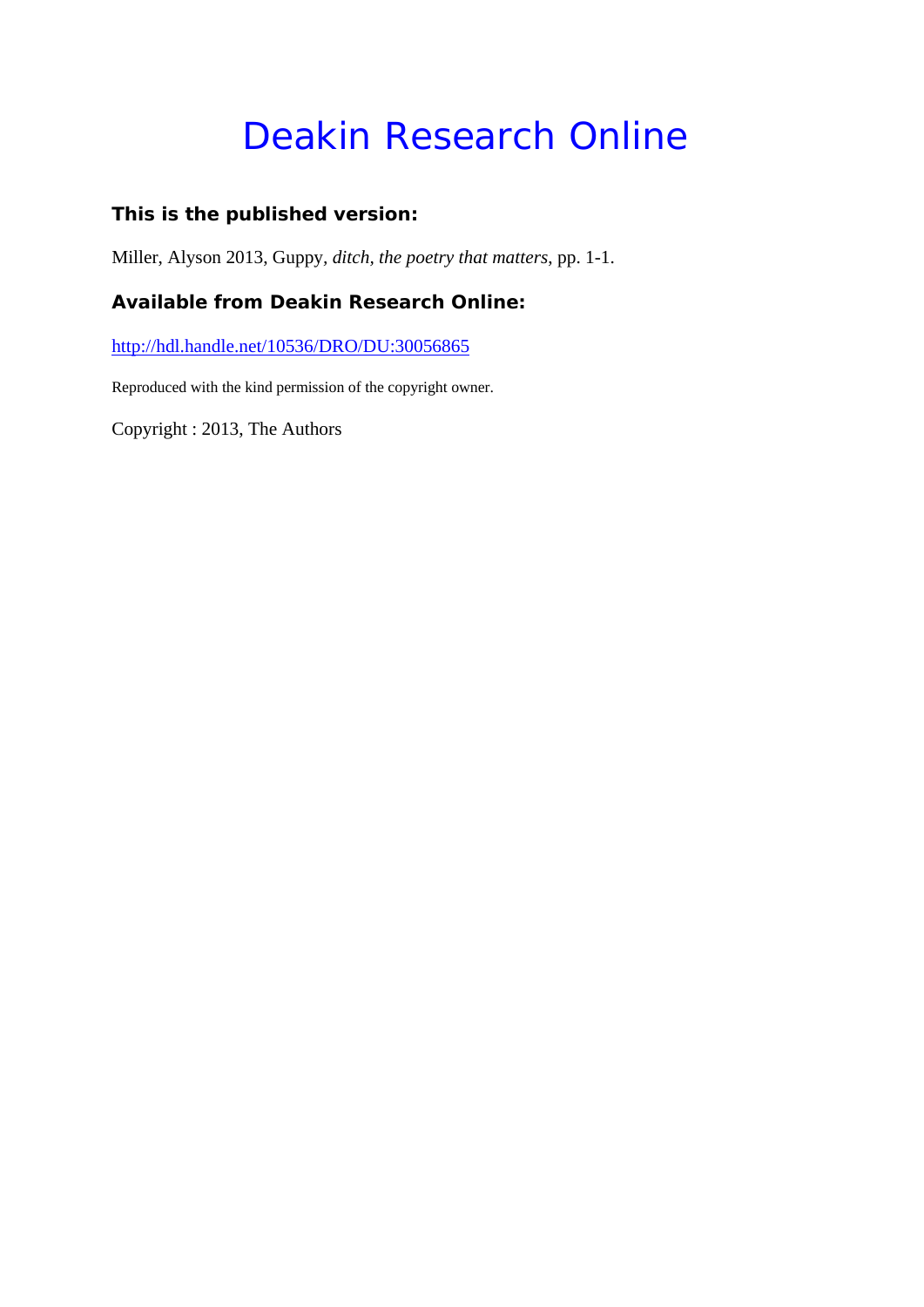# Deakin Research Online

### This is the published version:

Miller, Alyson 2013, Guppy, *ditch, the poetry that matters*, pp. 1-1.

### Available from Deakin Research Online:

http://hdl.handle.net/10536/DRO/DU:30056865

Reproduced with the kind permission of the copyright owner.

Copyright : 2013, The Authors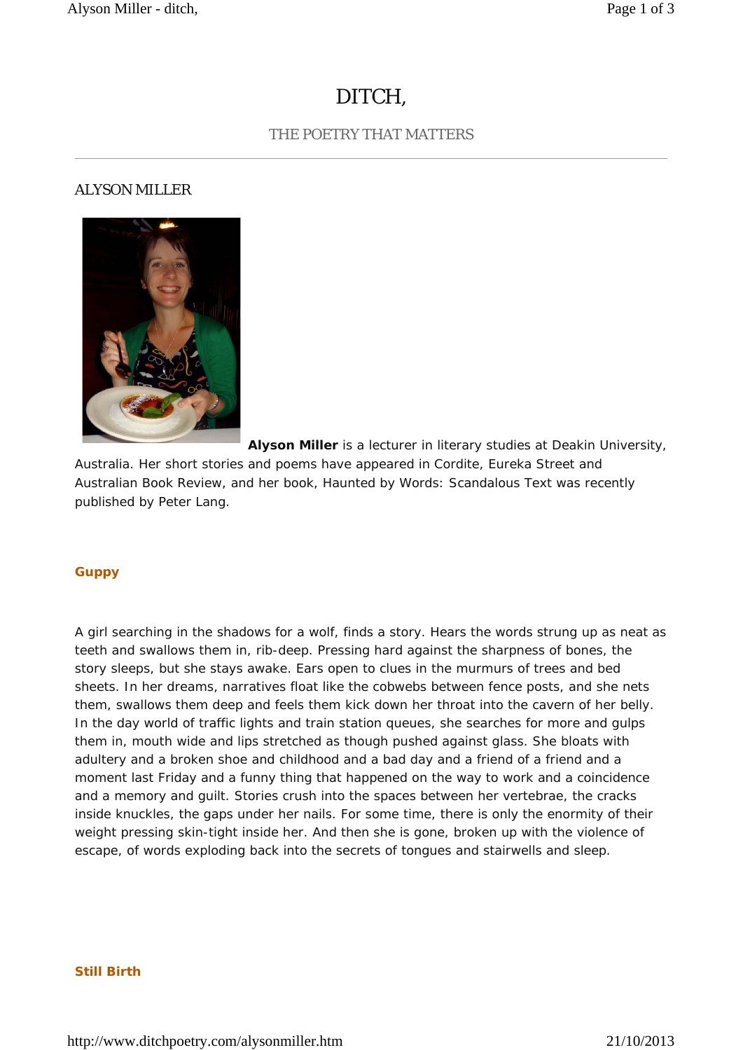# DITCH,

## THE POETRY THAT MATTERS

### ALYSON MILLER

**Alyson Miller** is a lecturer in literary studies at Deakin University, Australia. Her short stories and poems have appeared in Cordite, Eureka Street and Australian Book Review, and her book, Haunted by Words: Scandalous Text was recently published by Peter Lang.

**Guppy**

A girl searching in the shadows for a wolf, finds a story. Hears the words strung up as neat as teeth and swallows them in, rib-deep. Pressing hard against the sharpness of bones, the story sleeps, but she stays awake. Ears open to clues in the murmurs of trees and bed sheets. In her dreams, narratives float like the cobwebs between fence posts, and she nets them, swallows them deep and feels them kick down her throat into the cavern of her belly. In the day world of traffic lights and train station queues, she searches for more and gulps them in, mouth wide and lips stretched as though pushed against glass. She bloats with adultery and a broken shoe and childhood and a bad day and a friend of a friend and a moment last Friday and a funny thing that happened on the way to work and a coincidence and a memory and guilt. Stories crush into the spaces between her vertebrae, the cracks inside knuckles, the gaps under her nails. For some time, there is only the enormity of their weight pressing skin-tight inside her. And then she is gone, broken up with the violence of escape, of words exploding back into the secrets of tongues and stairwells and sleep.

**Still Birth**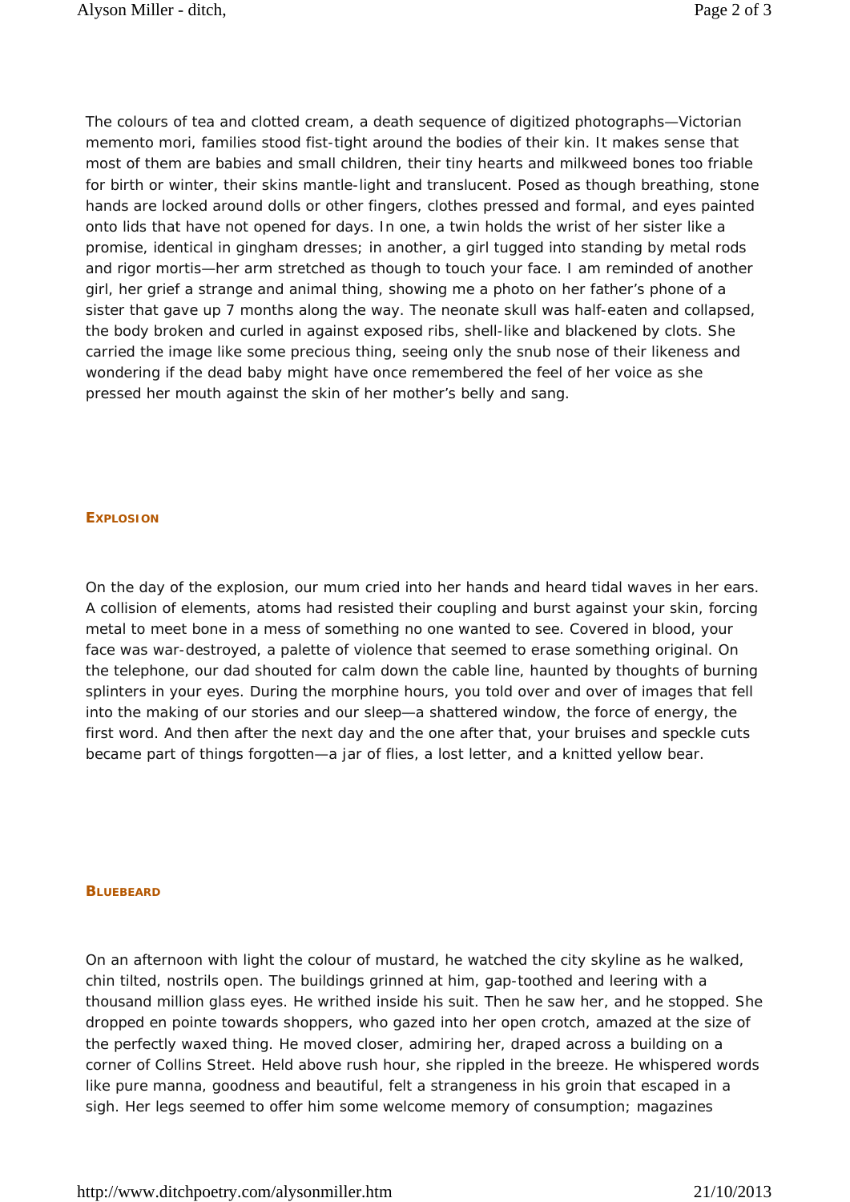The colours of tea and clotted cream, a death sequence of digitized photographs—Victorian memento mori, families stood fist-tight around the bodies of their kin. It makes sense that most of them are babies and small children, their tiny hearts and milkweed bones too friable for birth or winter, their skins mantle-light and translucent. Posed as though breathing, stone hands are locked around dolls or other fingers, clothes pressed and formal, and eyes painted onto lids that have not opened for days. In one, a twin holds the wrist of her sister like a promise, identical in gingham dresses; in another, a girl tugged into standing by metal rods and rigor mortis—her arm stretched as though to touch your face. I am reminded of another girl, her grief a strange and animal thing, showing me a photo on her father's phone of a sister that gave up 7 months along the way. The neonate skull was half-eaten and collapsed, the body broken and curled in against exposed ribs, shell-like and blackened by clots. She carried the image like some precious thing, seeing only the snub nose of their likeness and wondering if the dead baby might have once remembered the feel of her voice as she pressed her mouth against the skin of her mother's belly and sang.

## Explosion

On the day of the explosion, our mum cried into her hands and heard tidal waves in her ears. A collision of elements, atoms had resisted their coupling and burst against your skin, forcing metal to meet bone in a mess of something no one wanted to see. Covered in blood, your face was war-destroyed, a palette of violence that seemed to erase something original. On the telephone, our dad shouted for calm down the cable line, haunted by thoughts of burning splinters in your eyes. During the morphine hours, you told over and over of images that fell into the making of our stories and our sleep—a shattered window, the force of energy, the first word. And then after the next day and the one after that, your bruises and speckle cuts became part of things forgotten—a jar of flies, a lost letter, and a knitted yellow bear.

## Bluebeard

On an afternoon with light the colour of mustard, he watched the city skyline as he walked, chin tilted, nostrils open. The buildings grinned at him, gap-toothed and leering with a thousand million glass eyes. He writhed inside his suit. Then he saw her, and he stopped. She dropped en pointe towards shoppers, who gazed into her open crotch, amazed at the size of the perfectly waxed thing. He moved closer, admiring her, draped across a building on a corner of Collins Street. Held above rush hour, she rippled in the breeze. He whispered words like pure manna, goodness and beautiful, felt a strangeness in his groin that escaped in a sigh. Her legs seemed to offer him some welcome memory of consumption; magazines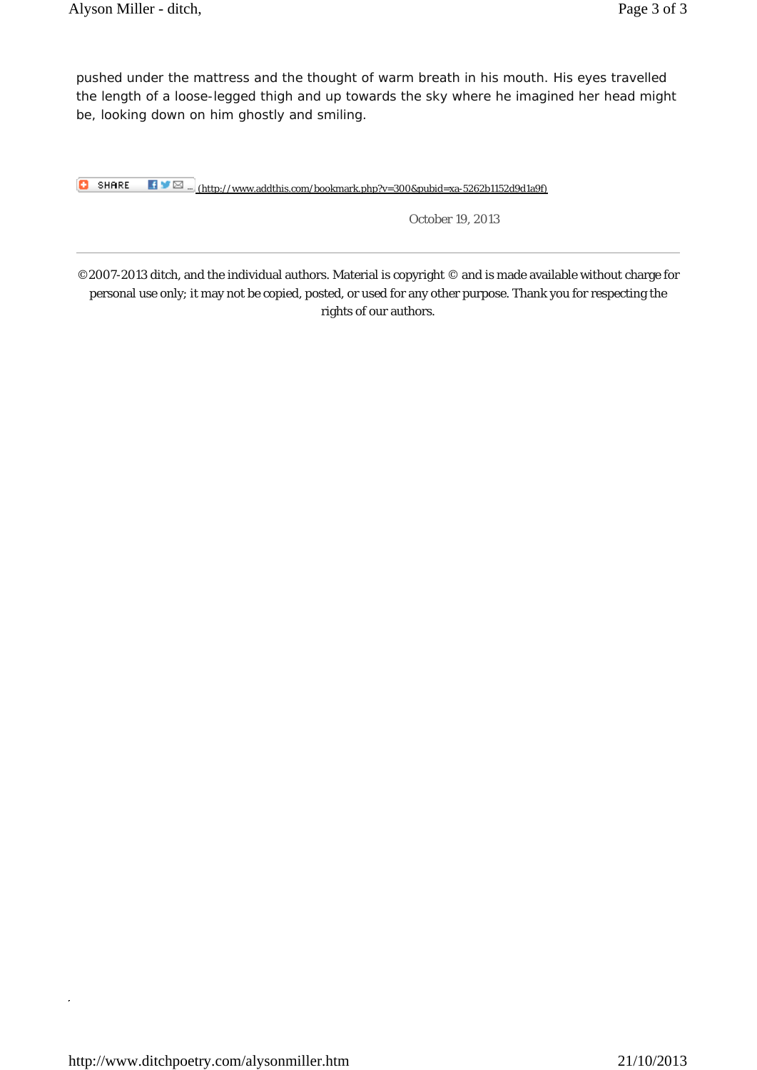pushed under the mattress and the thought of warm breath in his mouth. His eyes travelled the length of a loose-legged thigh and up towards the sky where he imagined her head might be, looking down on him ghostly and smiling.

SHARE (http://www.addthis.com/bookmark.php?v=300&pubid=xa-5262b1152d9d1a9f)

October 19, 2013

---

©2007-2013 ditch, and the individual authors. Material is copyright © and is made available without charge for personal use only; it may not be copied, posted, or used for any other purpose. Thank you for respecting the rights of our authors.